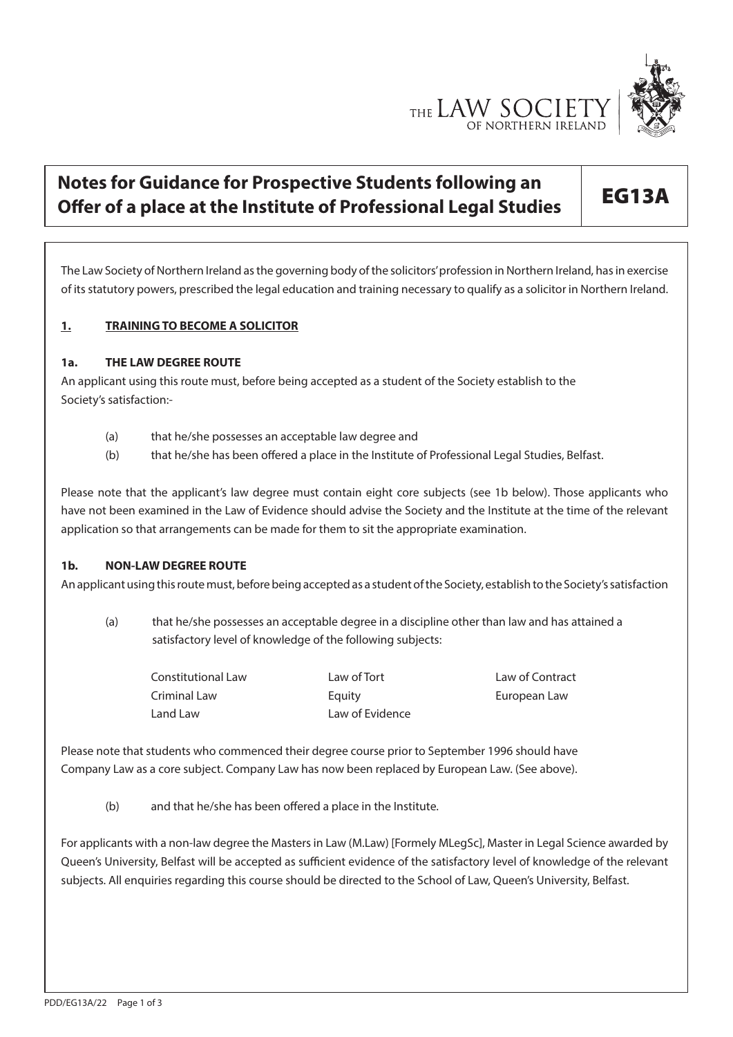THE LAW SOCIETY OF NORTHERN IRELAND

# Notes for Guidance for Prospective Students following an Offer of a place at the Institute of Professional Legal Studies

**EG13A**

The Law Society of Northern Ireland as the governing body of the solicitors' profession in Northern Ireland, has in exercise of its statutory powers, prescribed the legal education and training necessary to qualify as a solicitor in Northern Ireland.

## 1. TRAINING TO BECOME A SOLICITOR

### 1a. THE LAW DEGREE ROUTE

An applicant using this route must, before being accepted as a student of the Society establish to the Society's satisfaction:-

(a) that he/she possesses an acceptable law degree and

(b) that he/she has been offered a place in the Institute of Professional Legal Studies, Belfast.

Please note that the applicant's law degree must contain eight core subjects (see 1b below). Those applicants who have not been examined in the Law of Evidence should advise the Society and the Institute at the time of the relevant application so that arrangements can be made for them to sit the appropriate examination.

### 1b. NON-LAW DEGREE ROUTE

An applicant using this route must, before being accepted as a student of the Society, establish to the Society's satisfaction

(a) that he/she possesses an acceptable degree in a discipline other than law and has attained a satisfactory level of knowledge of the following subjects:

| | | |
|---|---|---|
| Constitutional Law | Law of Tort | Law of Contract |
| Criminal Law | Equity | European Law |
| Land Law | Law of Evidence | |

Please note that students who commenced their degree course prior to September 1996 should have Company Law as a core subject. Company Law has now been replaced by European Law. (See above).

(b) and that he/she has been offered a place in the Institute.

For applicants with a non-law degree the Masters in Law (M.Law) [Formely MLegSc], Master in Legal Science awarded by Queen's University, Belfast will be accepted as sufficient evidence of the satisfactory level of knowledge of the relevant subjects. All enquiries regarding this course should be directed to the School of Law, Queen's University, Belfast.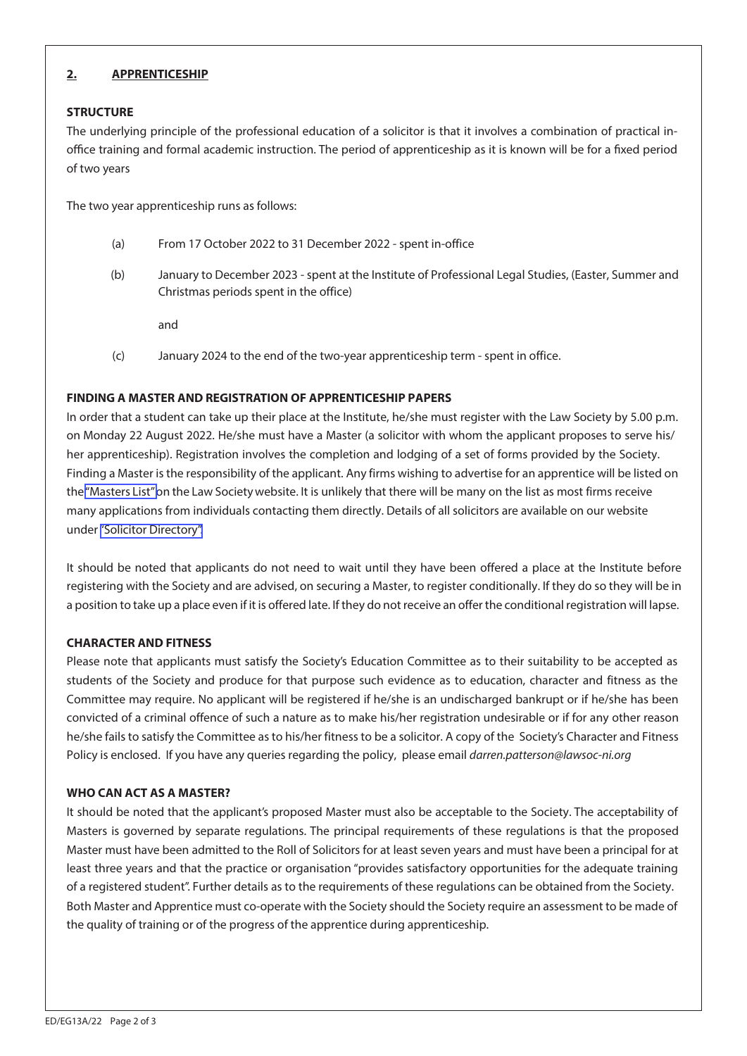## 2. APPRENTICESHIP

**STRUCTURE**

The underlying principle of the professional education of a solicitor is that it involves a combination of practical in-office training and formal academic instruction. The period of apprenticeship as it is known will be for a fixed period of two years

The two year apprenticeship runs as follows:

(a) From 17 October 2022 to 31 December 2022 - spent in-office

(b) January to December 2023 - spent at the Institute of Professional Legal Studies, (Easter, Summer and Christmas periods spent in the office)

and

(c) January 2024 to the end of the two-year apprenticeship term - spent in office.

**FINDING A MASTER AND REGISTRATION OF APPRENTICESHIP PAPERS**

In order that a student can take up their place at the Institute, he/she must register with the Law Society by 5.00 p.m. on Monday 22 August 2022. He/she must have a Master (a solicitor with whom the applicant proposes to serve his/her apprenticeship). Registration involves the completion and lodging of a set of forms provided by the Society. Finding a Master is the responsibility of the applicant. Any firms wishing to advertise for an apprentice will be listed on the "Masters List" on the Law Society website. It is unlikely that there will be many on the list as most firms receive many applications from individuals contacting them directly. Details of all solicitors are available on our website under "Solicitor Directory".

It should be noted that applicants do not need to wait until they have been offered a place at the Institute before registering with the Society and are advised, on securing a Master, to register conditionally. If they do so they will be in a position to take up a place even if it is offered late. If they do not receive an offer the conditional registration will lapse.

**CHARACTER AND FITNESS**

Please note that applicants must satisfy the Society's Education Committee as to their suitability to be accepted as students of the Society and produce for that purpose such evidence as to education, character and fitness as the Committee may require. No applicant will be registered if he/she is an undischarged bankrupt or if he/she has been convicted of a criminal offence of such a nature as to make his/her registration undesirable or if for any other reason he/she fails to satisfy the Committee as to his/her fitness to be a solicitor. A copy of the Society's Character and Fitness Policy is enclosed. If you have any queries regarding the policy, please email *darren.patterson@lawsoc-ni.org*

**WHO CAN ACT AS A MASTER?**

It should be noted that the applicant's proposed Master must also be acceptable to the Society. The acceptability of Masters is governed by separate regulations. The principal requirements of these regulations is that the proposed Master must have been admitted to the Roll of Solicitors for at least seven years and must have been a principal for at least three years and that the practice or organisation "provides satisfactory opportunities for the adequate training of a registered student". Further details as to the requirements of these regulations can be obtained from the Society. Both Master and Apprentice must co-operate with the Society should the Society require an assessment to be made of the quality of training or of the progress of the apprentice during apprenticeship.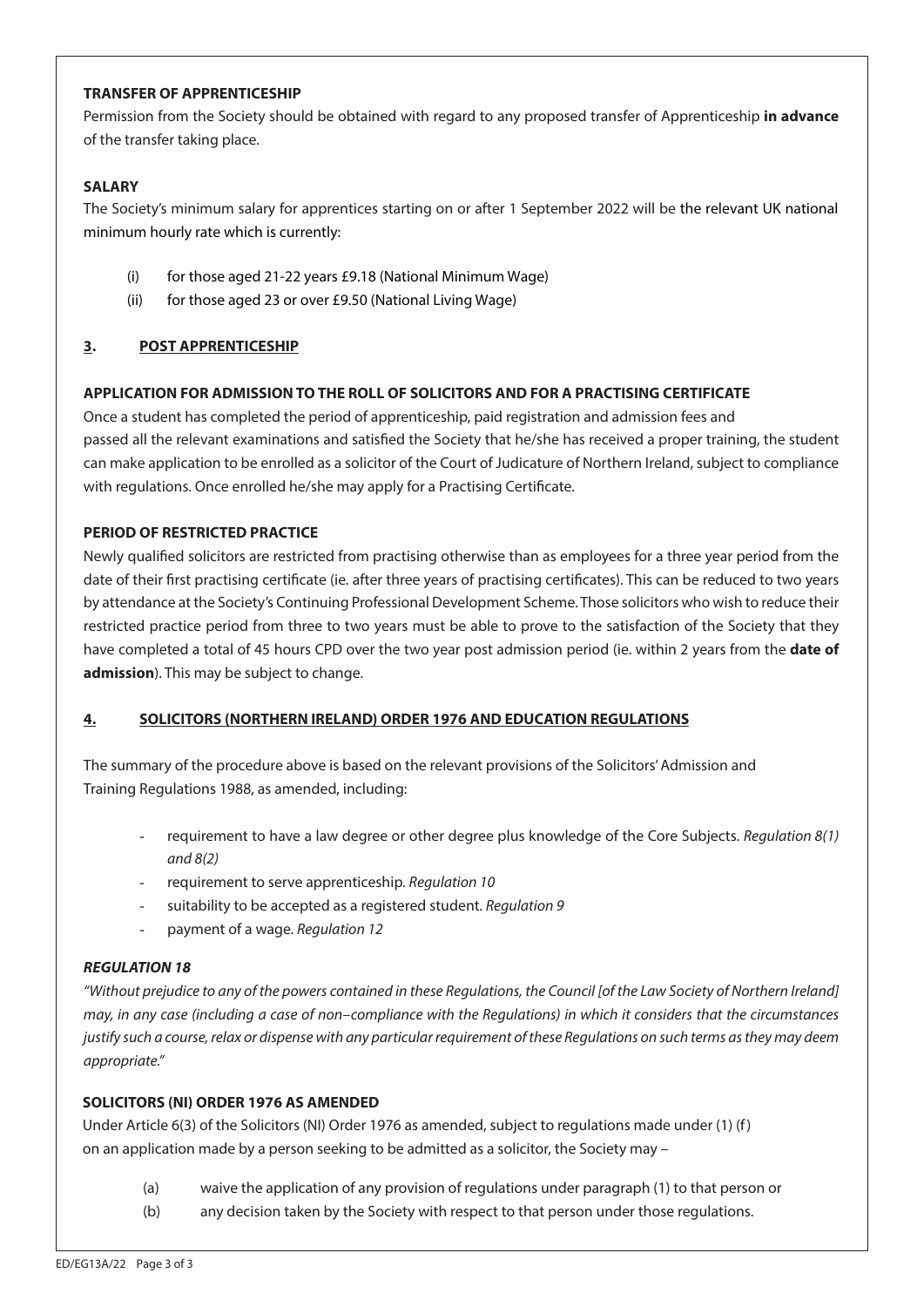**TRANSFER OF APPRENTICESHIP**

Permission from the Society should be obtained with regard to any proposed transfer of Apprenticeship **in advance** of the transfer taking place.

**SALARY**

The Society's minimum salary for apprentices starting on or after 1 September 2022 will be the relevant UK national minimum hourly rate which is currently:

(i) for those aged 21-22 years £9.18 (National Minimum Wage)

(ii) for those aged 23 or over £9.50 (National Living Wage)

## 3. POST APPRENTICESHIP

**APPLICATION FOR ADMISSION TO THE ROLL OF SOLICITORS AND FOR A PRACTISING CERTIFICATE**

Once a student has completed the period of apprenticeship, paid registration and admission fees and passed all the relevant examinations and satisfied the Society that he/she has received a proper training, the student can make application to be enrolled as a solicitor of the Court of Judicature of Northern Ireland, subject to compliance with regulations. Once enrolled he/she may apply for a Practising Certificate.

**PERIOD OF RESTRICTED PRACTICE**

Newly qualified solicitors are restricted from practising otherwise than as employees for a three year period from the date of their first practising certificate (ie. after three years of practising certificates). This can be reduced to two years by attendance at the Society's Continuing Professional Development Scheme. Those solicitors who wish to reduce their restricted practice period from three to two years must be able to prove to the satisfaction of the Society that they have completed a total of 45 hours CPD over the two year post admission period (ie. within 2 years from the **date of admission**). This may be subject to change.

## 4. SOLICITORS (NORTHERN IRELAND) ORDER 1976 AND EDUCATION REGULATIONS

The summary of the procedure above is based on the relevant provisions of the Solicitors' Admission and Training Regulations 1988, as amended, including:

- requirement to have a law degree or other degree plus knowledge of the Core Subjects. *Regulation 8(1) and 8(2)*
- requirement to serve apprenticeship. *Regulation 10*
- suitability to be accepted as a registered student. *Regulation 9*
- payment of a wage. *Regulation 12*

***REGULATION 18***

*"Without prejudice to any of the powers contained in these Regulations, the Council [of the Law Society of Northern Ireland] may, in any case (including a case of non–compliance with the Regulations) in which it considers that the circumstances justify such a course, relax or dispense with any particular requirement of these Regulations on such terms as they may deem appropriate."*

**SOLICITORS (NI) ORDER 1976 AS AMENDED**

Under Article 6(3) of the Solicitors (NI) Order 1976 as amended, subject to regulations made under (1) (f) on an application made by a person seeking to be admitted as a solicitor, the Society may –

(a) waive the application of any provision of regulations under paragraph (1) to that person or

(b) any decision taken by the Society with respect to that person under those regulations.